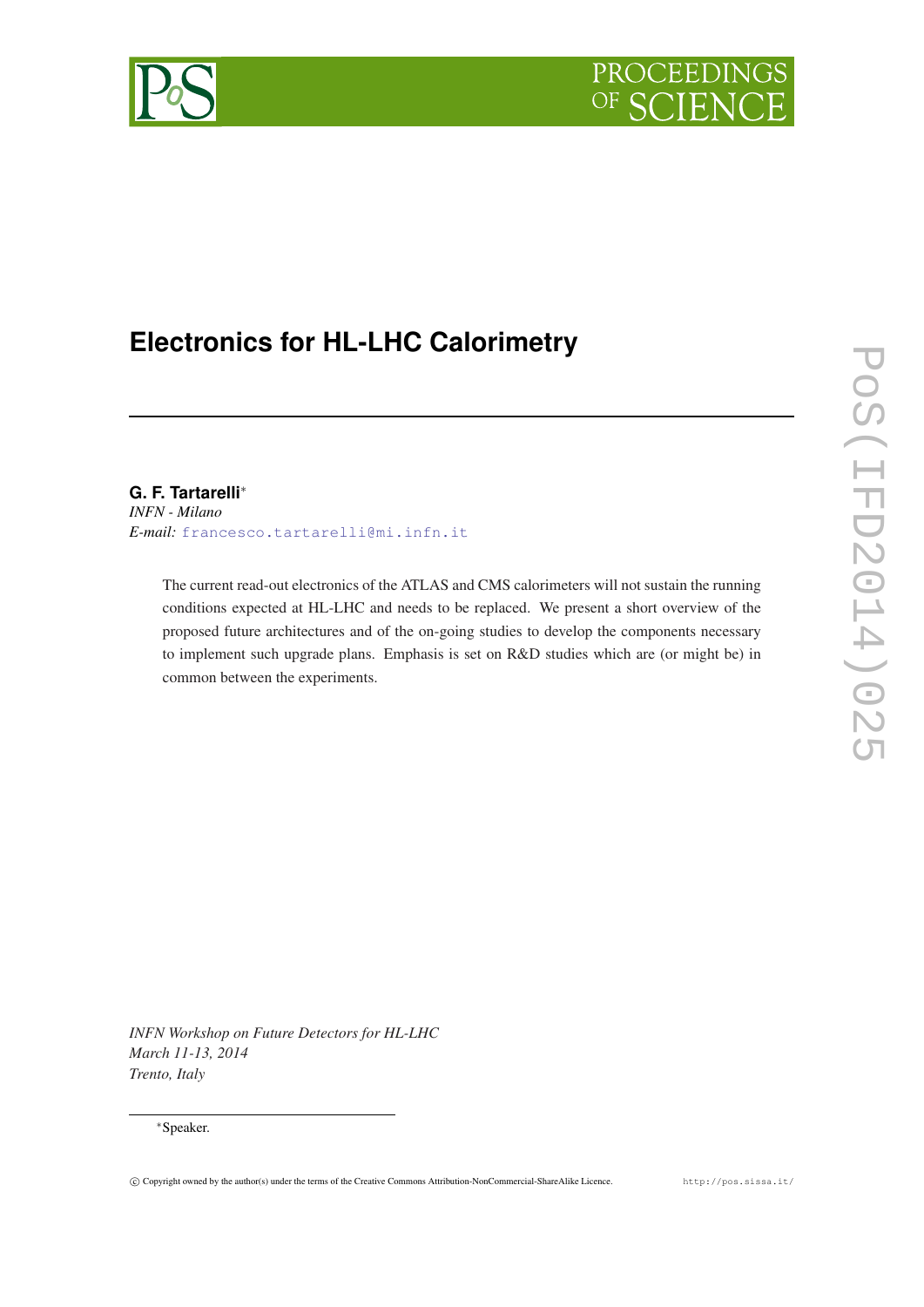# Electronics for HL-LHC Calorimetry

**G. F. Tartarelli**[*]
*INFN - Milano*
*E-mail:* francesco.tartarelli@mi.infn.it

The current read-out electronics of the ATLAS and CMS calorimeters will not sustain the running conditions expected at HL-LHC and needs to be replaced. We present a short overview of the proposed future architectures and of the on-going studies to develop the components necessary to implement such upgrade plans. Emphasis is set on R&D studies which are (or might be) in common between the experiments.

*INFN Workshop on Future Detectors for HL-LHC*
*March 11-13, 2014*
*Trento, Italy*

[*]Speaker.

© Copyright owned by the author(s) under the terms of the Creative Commons Attribution-NonCommercial-ShareAlike Licence. http://pos.sissa.it/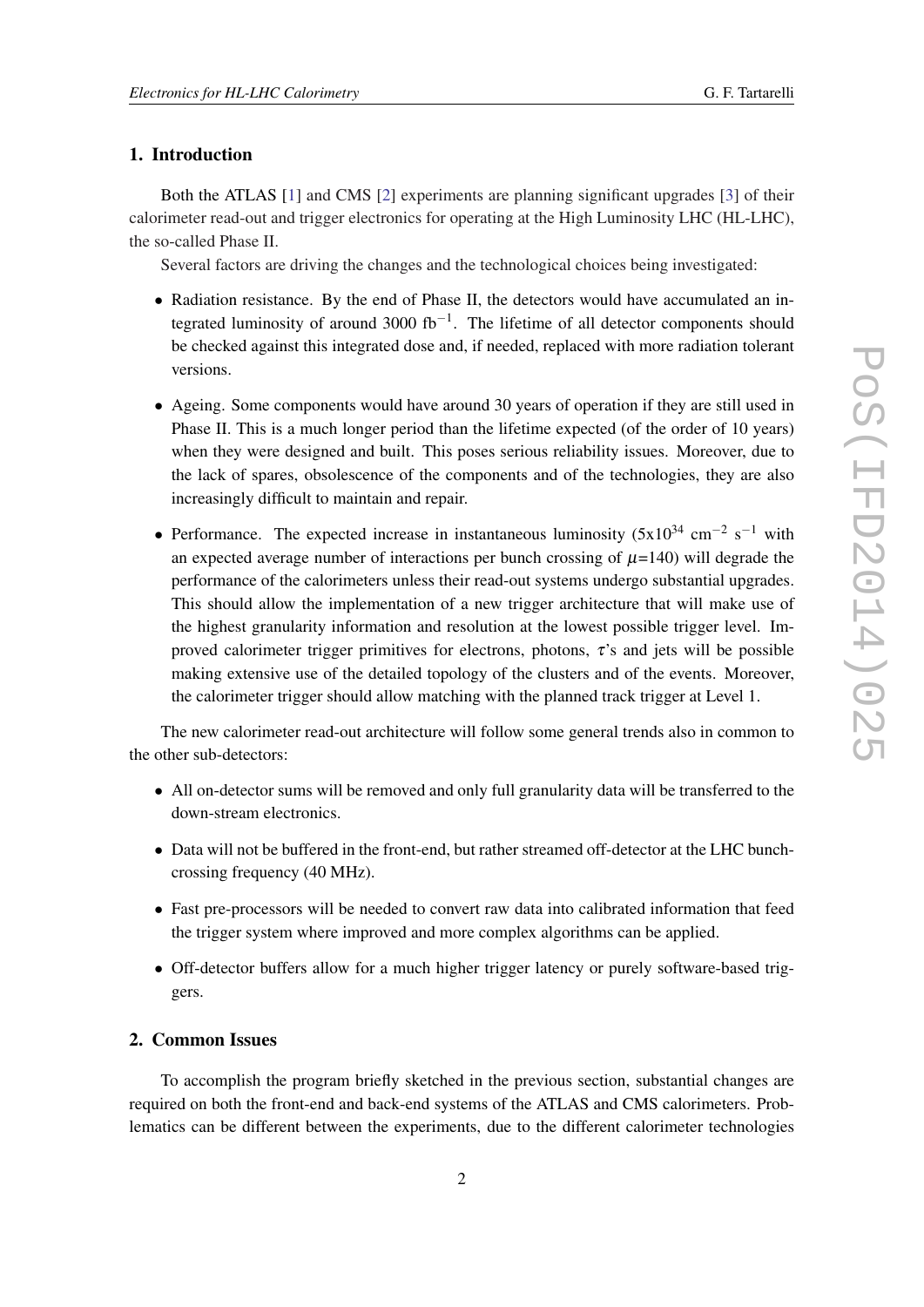## 1. Introduction

Both the ATLAS [1] and CMS [2] experiments are planning significant upgrades [3] of their calorimeter read-out and trigger electronics for operating at the High Luminosity LHC (HL-LHC), the so-called Phase II.

Several factors are driving the changes and the technological choices being investigated:

- Radiation resistance. By the end of Phase II, the detectors would have accumulated an integrated luminosity of around 3000 $\text{fb}^{-1}$. The lifetime of all detector components should be checked against this integrated dose and, if needed, replaced with more radiation tolerant versions.
- Ageing. Some components would have around 30 years of operation if they are still used in Phase II. This is a much longer period than the lifetime expected (of the order of 10 years) when they were designed and built. This poses serious reliability issues. Moreover, due to the lack of spares, obsolescence of the components and of the technologies, they are also increasingly difficult to maintain and repair.
- Performance. The expected increase in instantaneous luminosity ($5\text{x}10^{34}$ $\text{cm}^{-2}$ $\text{s}^{-1}$ with an expected average number of interactions per bunch crossing of $\mu$=140) will degrade the performance of the calorimeters unless their read-out systems undergo substantial upgrades. This should allow the implementation of a new trigger architecture that will make use of the highest granularity information and resolution at the lowest possible trigger level. Improved calorimeter trigger primitives for electrons, photons, $\tau$'s and jets will be possible making extensive use of the detailed topology of the clusters and of the events. Moreover, the calorimeter trigger should allow matching with the planned track trigger at Level 1.

The new calorimeter read-out architecture will follow some general trends also in common to the other sub-detectors:

- All on-detector sums will be removed and only full granularity data will be transferred to the down-stream electronics.
- Data will not be buffered in the front-end, but rather streamed off-detector at the LHC bunch-crossing frequency (40 MHz).
- Fast pre-processors will be needed to convert raw data into calibrated information that feed the trigger system where improved and more complex algorithms can be applied.
- Off-detector buffers allow for a much higher trigger latency or purely software-based triggers.

## 2. Common Issues

To accomplish the program briefly sketched in the previous section, substantial changes are required on both the front-end and back-end systems of the ATLAS and CMS calorimeters. Problematics can be different between the experiments, due to the different calorimeter technologies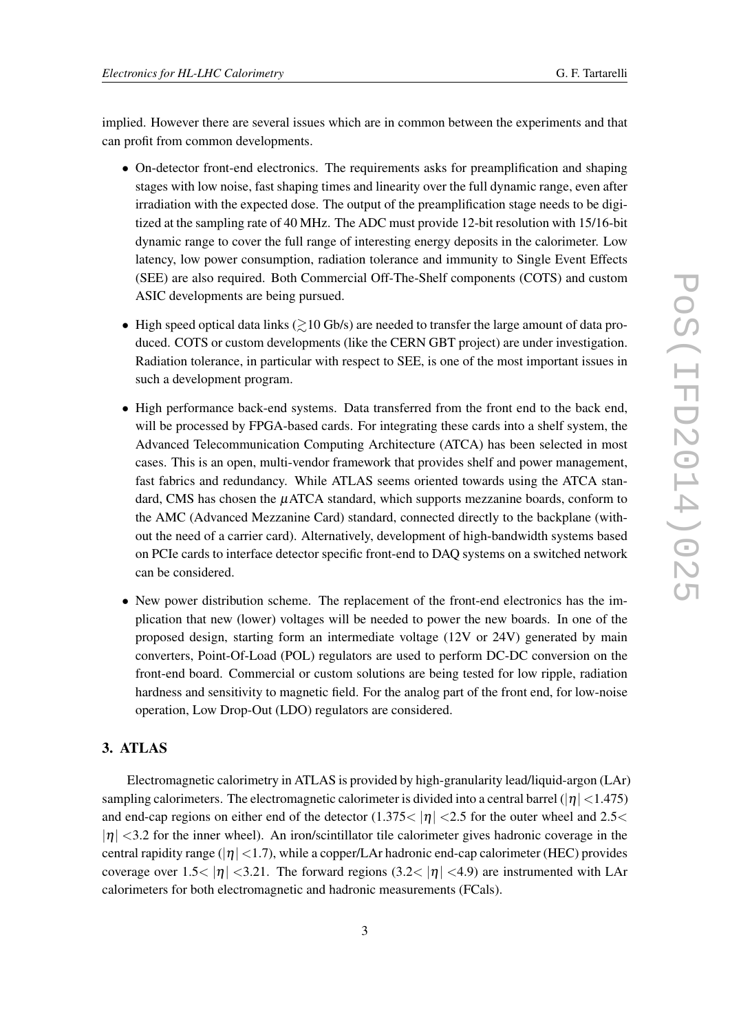implied. However there are several issues which are in common between the experiments and that can profit from common developments.

- On-detector front-end electronics. The requirements asks for preamplification and shaping stages with low noise, fast shaping times and linearity over the full dynamic range, even after irradiation with the expected dose. The output of the preamplification stage needs to be digitized at the sampling rate of 40 MHz. The ADC must provide 12-bit resolution with 15/16-bit dynamic range to cover the full range of interesting energy deposits in the calorimeter. Low latency, low power consumption, radiation tolerance and immunity to Single Event Effects (SEE) are also required. Both Commercial Off-The-Shelf components (COTS) and custom ASIC developments are being pursued.
- High speed optical data links ($\gtrsim$10 Gb/s) are needed to transfer the large amount of data produced. COTS or custom developments (like the CERN GBT project) are under investigation. Radiation tolerance, in particular with respect to SEE, is one of the most important issues in such a development program.
- High performance back-end systems. Data transferred from the front end to the back end, will be processed by FPGA-based cards. For integrating these cards into a shelf system, the Advanced Telecommunication Computing Architecture (ATCA) has been selected in most cases. This is an open, multi-vendor framework that provides shelf and power management, fast fabrics and redundancy. While ATLAS seems oriented towards using the ATCA standard, CMS has chosen the $\mu$ATCA standard, which supports mezzanine boards, conform to the AMC (Advanced Mezzanine Card) standard, connected directly to the backplane (without the need of a carrier card). Alternatively, development of high-bandwidth systems based on PCIe cards to interface detector specific front-end to DAQ systems on a switched network can be considered.
- New power distribution scheme. The replacement of the front-end electronics has the implication that new (lower) voltages will be needed to power the new boards. In one of the proposed design, starting form an intermediate voltage (12V or 24V) generated by main converters, Point-Of-Load (POL) regulators are used to perform DC-DC conversion on the front-end board. Commercial or custom solutions are being tested for low ripple, radiation hardness and sensitivity to magnetic field. For the analog part of the front end, for low-noise operation, Low Drop-Out (LDO) regulators are considered.

## 3. ATLAS

Electromagnetic calorimetry in ATLAS is provided by high-granularity lead/liquid-argon (LAr) sampling calorimeters. The electromagnetic calorimeter is divided into a central barrel ($|\eta| <$1.475) and end-cap regions on either end of the detector (1.375$< |\eta| <$2.5 for the outer wheel and 2.5$<$ $|\eta| <$3.2 for the inner wheel). An iron/scintillator tile calorimeter gives hadronic coverage in the central rapidity range ($|\eta| <$1.7), while a copper/LAr hadronic end-cap calorimeter (HEC) provides coverage over 1.5$< |\eta| <$3.21. The forward regions (3.2$< |\eta| <$4.9) are instrumented with LAr calorimeters for both electromagnetic and hadronic measurements (FCals).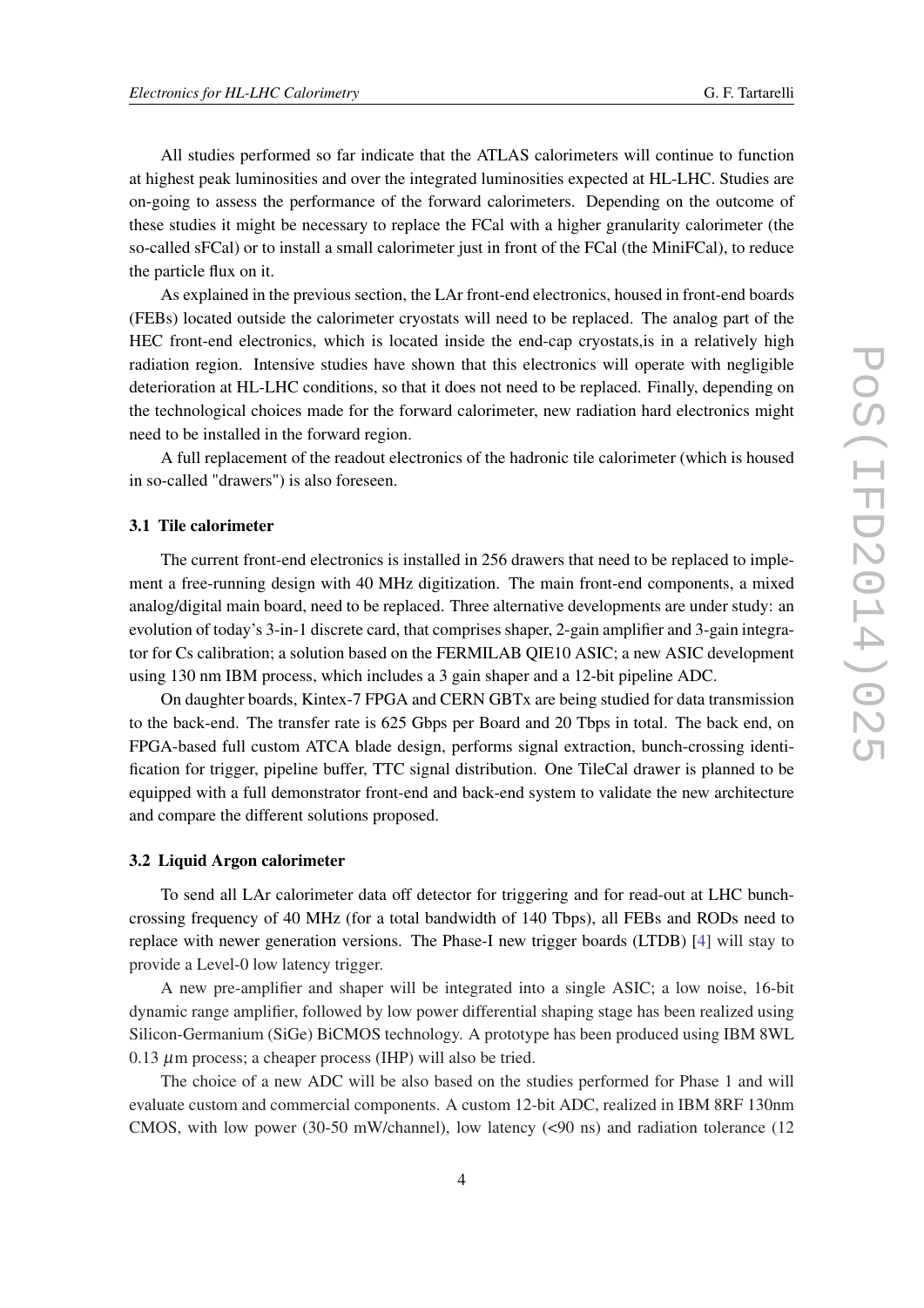All studies performed so far indicate that the ATLAS calorimeters will continue to function at highest peak luminosities and over the integrated luminosities expected at HL-LHC. Studies are on-going to assess the performance of the forward calorimeters. Depending on the outcome of these studies it might be necessary to replace the FCal with a higher granularity calorimeter (the so-called sFCal) or to install a small calorimeter just in front of the FCal (the MiniFCal), to reduce the particle flux on it.

As explained in the previous section, the LAr front-end electronics, housed in front-end boards (FEBs) located outside the calorimeter cryostats will need to be replaced. The analog part of the HEC front-end electronics, which is located inside the end-cap cryostats,is in a relatively high radiation region. Intensive studies have shown that this electronics will operate with negligible deterioration at HL-LHC conditions, so that it does not need to be replaced. Finally, depending on the technological choices made for the forward calorimeter, new radiation hard electronics might need to be installed in the forward region.

A full replacement of the readout electronics of the hadronic tile calorimeter (which is housed in so-called "drawers") is also foreseen.

### 3.1 Tile calorimeter

The current front-end electronics is installed in 256 drawers that need to be replaced to implement a free-running design with 40 MHz digitization. The main front-end components, a mixed analog/digital main board, need to be replaced. Three alternative developments are under study: an evolution of today's 3-in-1 discrete card, that comprises shaper, 2-gain amplifier and 3-gain integrator for Cs calibration; a solution based on the FERMILAB QIE10 ASIC; a new ASIC development using 130 nm IBM process, which includes a 3 gain shaper and a 12-bit pipeline ADC.

On daughter boards, Kintex-7 FPGA and CERN GBTx are being studied for data transmission to the back-end. The transfer rate is 625 Gbps per Board and 20 Tbps in total. The back end, on FPGA-based full custom ATCA blade design, performs signal extraction, bunch-crossing identification for trigger, pipeline buffer, TTC signal distribution. One TileCal drawer is planned to be equipped with a full demonstrator front-end and back-end system to validate the new architecture and compare the different solutions proposed.

### 3.2 Liquid Argon calorimeter

To send all LAr calorimeter data off detector for triggering and for read-out at LHC bunch-crossing frequency of 40 MHz (for a total bandwidth of 140 Tbps), all FEBs and RODs need to replace with newer generation versions. The Phase-I new trigger boards (LTDB) [4] will stay to provide a Level-0 low latency trigger.

A new pre-amplifier and shaper will be integrated into a single ASIC; a low noise, 16-bit dynamic range amplifier, followed by low power differential shaping stage has been realized using Silicon-Germanium (SiGe) BiCMOS technology. A prototype has been produced using IBM 8WL 0.13 $\mu$m process; a cheaper process (IHP) will also be tried.

The choice of a new ADC will be also based on the studies performed for Phase 1 and will evaluate custom and commercial components. A custom 12-bit ADC, realized in IBM 8RF 130nm CMOS, with low power (30-50 mW/channel), low latency (<90 ns) and radiation tolerance (12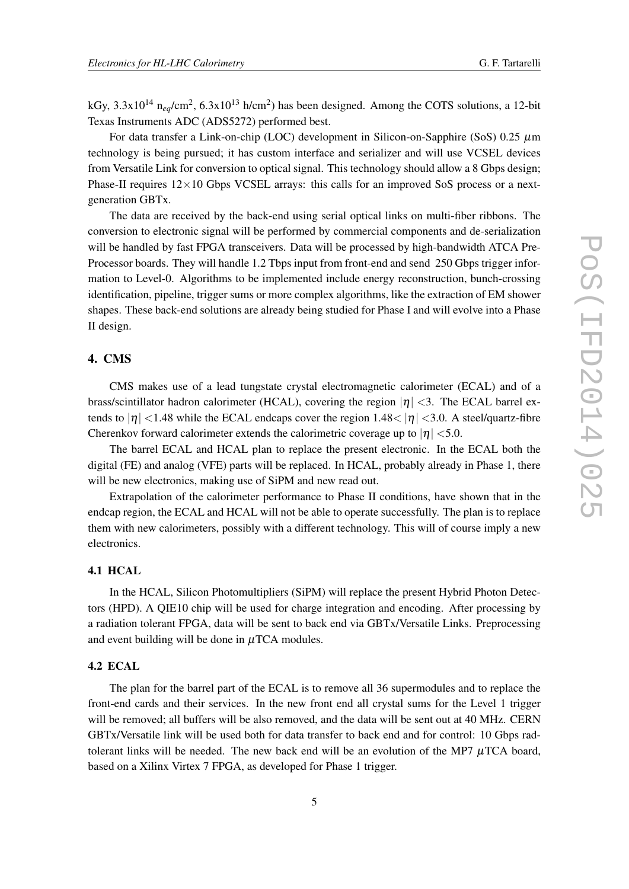kGy, $3.3 \times 10^{14}$ $n_{eq}/cm^2$, $6.3 \times 10^{13}$ $h/cm^2$) has been designed. Among the COTS solutions, a 12-bit Texas Instruments ADC (ADS5272) performed best.

For data transfer a Link-on-chip (LOC) development in Silicon-on-Sapphire (SoS) 0.25 $\mu$m technology is being pursued; it has custom interface and serializer and will use VCSEL devices from Versatile Link for conversion to optical signal. This technology should allow a 8 Gbps design; Phase-II requires $12 \times 10$ Gbps VCSEL arrays: this calls for an improved SoS process or a next-generation GBTx.

The data are received by the back-end using serial optical links on multi-fiber ribbons. The conversion to electronic signal will be performed by commercial components and de-serialization will be handled by fast FPGA transceivers. Data will be processed by high-bandwidth ATCA Pre-Processor boards. They will handle 1.2 Tbps input from front-end and send 250 Gbps trigger information to Level-0. Algorithms to be implemented include energy reconstruction, bunch-crossing identification, pipeline, trigger sums or more complex algorithms, like the extraction of EM shower shapes. These back-end solutions are already being studied for Phase I and will evolve into a Phase II design.

## 4. CMS

CMS makes use of a lead tungstate crystal electromagnetic calorimeter (ECAL) and of a brass/scintillator hadron calorimeter (HCAL), covering the region $|\eta| < 3$. The ECAL barrel extends to $|\eta| < 1.48$ while the ECAL endcaps cover the region $1.48 < |\eta| < 3.0$. A steel/quartz-fibre Cherenkov forward calorimeter extends the calorimetric coverage up to $|\eta| < 5.0$.

The barrel ECAL and HCAL plan to replace the present electronic. In the ECAL both the digital (FE) and analog (VFE) parts will be replaced. In HCAL, probably already in Phase 1, there will be new electronics, making use of SiPM and new read out.

Extrapolation of the calorimeter performance to Phase II conditions, have shown that in the endcap region, the ECAL and HCAL will not be able to operate successfully. The plan is to replace them with new calorimeters, possibly with a different technology. This will of course imply a new electronics.

### 4.1 HCAL

In the HCAL, Silicon Photomultipliers (SiPM) will replace the present Hybrid Photon Detectors (HPD). A QIE10 chip will be used for charge integration and encoding. After processing by a radiation tolerant FPGA, data will be sent to back end via GBTx/Versatile Links. Preprocessing and event building will be done in $\mu$TCA modules.

### 4.2 ECAL

The plan for the barrel part of the ECAL is to remove all 36 supermodules and to replace the front-end cards and their services. In the new front end all crystal sums for the Level 1 trigger will be removed; all buffers will be also removed, and the data will be sent out at 40 MHz. CERN GBTx/Versatile link will be used both for data transfer to back end and for control: 10 Gbps rad-tolerant links will be needed. The new back end will be an evolution of the MP7 $\mu$TCA board, based on a Xilinx Virtex 7 FPGA, as developed for Phase 1 trigger.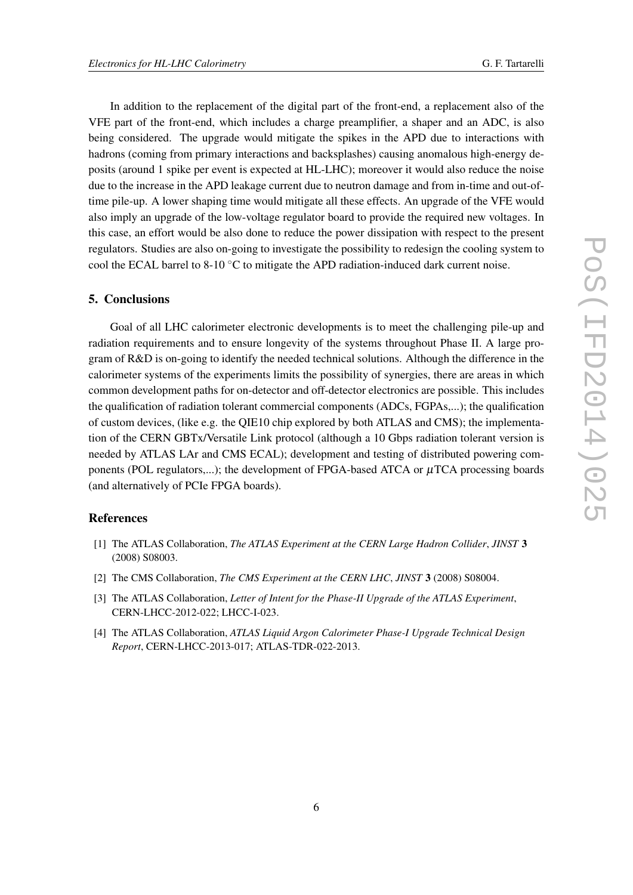In addition to the replacement of the digital part of the front-end, a replacement also of the VFE part of the front-end, which includes a charge preamplifier, a shaper and an ADC, is also being considered. The upgrade would mitigate the spikes in the APD due to interactions with hadrons (coming from primary interactions and backsplashes) causing anomalous high-energy deposits (around 1 spike per event is expected at HL-LHC); moreover it would also reduce the noise due to the increase in the APD leakage current due to neutron damage and from in-time and out-of-time pile-up. A lower shaping time would mitigate all these effects. An upgrade of the VFE would also imply an upgrade of the low-voltage regulator board to provide the required new voltages. In this case, an effort would be also done to reduce the power dissipation with respect to the present regulators. Studies are also on-going to investigate the possibility to redesign the cooling system to cool the ECAL barrel to 8-10 °C to mitigate the APD radiation-induced dark current noise.

## 5. Conclusions

Goal of all LHC calorimeter electronic developments is to meet the challenging pile-up and radiation requirements and to ensure longevity of the systems throughout Phase II. A large program of R&D is on-going to identify the needed technical solutions. Although the difference in the calorimeter systems of the experiments limits the possibility of synergies, there are areas in which common development paths for on-detector and off-detector electronics are possible. This includes the qualification of radiation tolerant commercial components (ADCs, FGPAs,...); the qualification of custom devices, (like e.g. the QIE10 chip explored by both ATLAS and CMS); the implementation of the CERN GBTx/Versatile Link protocol (although a 10 Gbps radiation tolerant version is needed by ATLAS LAr and CMS ECAL); development and testing of distributed powering components (POL regulators,...); the development of FPGA-based ATCA or $\mu$TCA processing boards (and alternatively of PCIe FPGA boards).

## References

[1] The ATLAS Collaboration, *The ATLAS Experiment at the CERN Large Hadron Collider*, *JINST* **3** (2008) S08003.

[2] The CMS Collaboration, *The CMS Experiment at the CERN LHC*, *JINST* **3** (2008) S08004.

[3] The ATLAS Collaboration, *Letter of Intent for the Phase-II Upgrade of the ATLAS Experiment*, CERN-LHCC-2012-022; LHCC-I-023.

[4] The ATLAS Collaboration, *ATLAS Liquid Argon Calorimeter Phase-I Upgrade Technical Design Report*, CERN-LHCC-2013-017; ATLAS-TDR-022-2013.